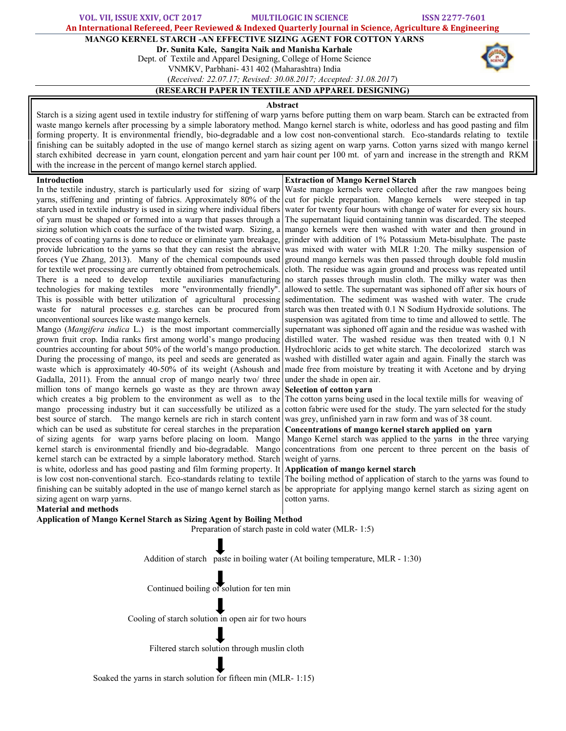# MANGO KERNEL STARCH -AN EFFECTIVE SIZING AGENT FOR COTTON YARNS

**Dr. Sunita Kale, Sangita Naik and Manisha Karhale**

Dept. of Textile and Apparel Designing, College of Home Science

VNMKV, Parbhani- 431 402 (Maharashtra) India

(*Received: 22.07.17; Revised: 30.08.2017; Accepted: 31.08.2017*)

**(RESEARCH PAPER IN TEXTILE AND APPAREL DESIGNING)**

## Abstract

Starch is a sizing agent used in textile industry for stiffening of warp yarns before putting them on warp beam. Starch can be extracted from waste mango kernels after processing by a simple laboratory method. Mango kernel starch is white, odorless and has good pasting and film forming property. It is environmental friendly, bio-degradable and a low cost non-conventional starch. Eco-standards relating to textile finishing can be suitably adopted in the use of mango kernel starch as sizing agent on warp yarns. Cotton yarns sized with mango kernel starch exhibited decrease in yarn count, elongation percent and yarn hair count per 100 mt. of yarn and increase in the strength and RKM with the increase in the percent of mango kernel starch applied.

## Introduction

In the textile industry, starch is particularly used for sizing of warp yarns, stiffening and printing of fabrics. Approximately 80% of the starch used in textile industry is used in sizing where individual fibers of yarn must be shaped or formed into a warp that passes through a sizing solution which coats the surface of the twisted warp. Sizing, a process of coating yarns is done to reduce or eliminate yarn breakage, provide lubrication to the yarns so that they can resist the abrasive forces (Yue Zhang, 2013). Many of the chemical compounds used for textile wet processing are currently obtained from petrochemicals. There is a need to develop textile auxiliaries manufacturing technologies for making textiles more "environmentally friendly". This is possible with better utilization of agricultural processing waste for natural processes e.g. starches can be procured from unconventional sources like waste mango kernels.

Mango (*Mangifera indica* L.) is the most important commercially grown fruit crop. India ranks first among world's mango producing countries accounting for about 50% of the world's mango production. During the processing of mango, its peel and seeds are generated as waste which is approximately 40-50% of its weight (Ashoush and Gadalla, 2011). From the annual crop of mango nearly two/ three million tons of mango kernels go waste as they are thrown away which creates a big problem to the environment as well as to the mango processing industry but it can successfully be utilized as a best source of starch. The mango kernels are rich in starch content which can be used as substitute for cereal starches in the preparation of sizing agents for warp yarns before placing on loom. Mango kernel starch is environmental friendly and bio-degradable. Mango kernel starch can be extracted by a simple laboratory method. Starch is white, odorless and has good pasting and film forming property. It is low cost non-conventional starch. Eco-standards relating to textile finishing can be suitably adopted in the use of mango kernel starch as sizing agent on warp yarns.

## Material and methods

### Extraction of Mango Kernel Starch

Waste mango kernels were collected after the raw mangoes being cut for pickle preparation. Mango kernels were steeped in tap water for twenty four hours with change of water for every six hours. The supernatant liquid containing tannin was discarded. The steeped mango kernels were then washed with water and then ground in grinder with addition of 1% Potassium Meta-bisulphate. The paste was mixed with water with MLR 1:20. The milky suspension of ground mango kernels was then passed through double fold muslin cloth. The residue was again ground and process was repeated until no starch passes through muslin cloth. The milky water was then allowed to settle. The supernatant was siphoned off after six hours of sedimentation. The sediment was washed with water. The crude starch was then treated with 0.1 N Sodium Hydroxide solutions. The suspension was agitated from time to time and allowed to settle. The supernatant was siphoned off again and the residue was washed with distilled water. The washed residue was then treated with 0.1 N Hydrochloric acids to get white starch. The decolorized starch was washed with distilled water again and again. Finally the starch was made free from moisture by treating it with Acetone and by drying under the shade in open air.

### Selection of cotton yarn

The cotton yarns being used in the local textile mills for weaving of cotton fabric were used for the study. The yarn selected for the study was grey, unfinished yarn in raw form and was of 38 count.

### Concentrations of mango kernel starch applied on yarn

Mango Kernel starch was applied to the yarns in the three varying concentrations from one percent to three percent on the basis of weight of yarns.

### Application of mango kernel starch

The boiling method of application of starch to the yarns was found to be appropriate for applying mango kernel starch as sizing agent on cotton yarns.

### Application of Mango Kernel Starch as Sizing Agent by Boiling Method

Preparation of starch paste in cold water (MLR- 1:5)

↓

Addition of starch paste in boiling water (At boiling temperature, MLR - 1:30)

↓

Continued boiling of solution for ten min

↓

Cooling of starch solution in open air for two hours

↓

Filtered starch solution through muslin cloth

↓

Soaked the yarns in starch solution for fifteen min (MLR- 1:15)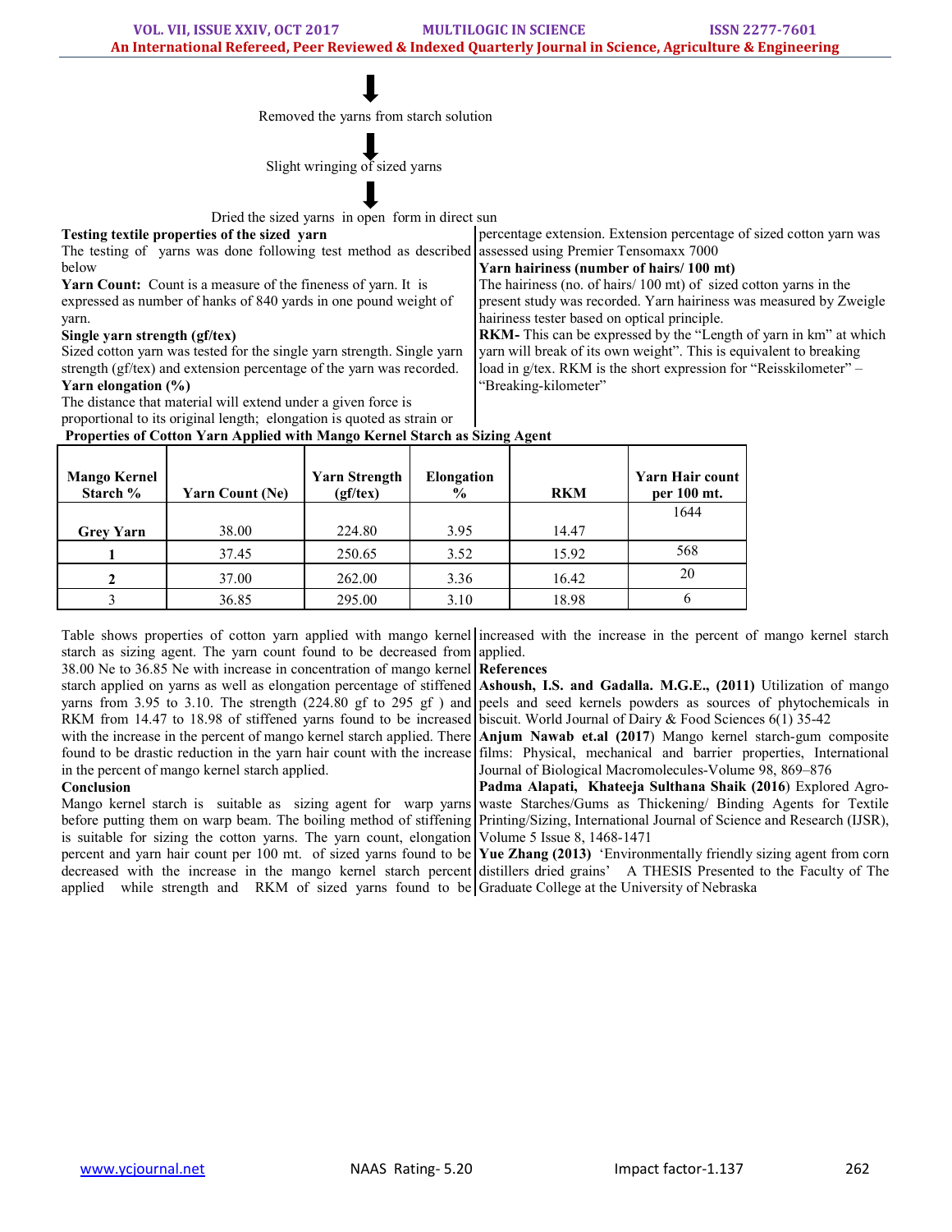↓

Removed the yarns from starch solution

↓

Slight wringing of sized yarns

↓

Dried the sized yarns in open form in direct sun

**Testing textile properties of the sized yarn**

The testing of yarns was done following test method as described below

**Yarn Count:** Count is a measure of the fineness of yarn. It is expressed as number of hanks of 840 yards in one pound weight of yarn.

**Single yarn strength (gf/tex)**

Sized cotton yarn was tested for the single yarn strength. Single yarn strength (gf/tex) and extension percentage of the yarn was recorded.

**Yarn elongation (%)**

The distance that material will extend under a given force is proportional to its original length; elongation is quoted as strain or percentage extension. Extension percentage of sized cotton yarn was assessed using Premier Tensomaxx 7000

**Yarn hairiness (number of hairs/ 100 mt)**

The hairiness (no. of hairs/ 100 mt) of sized cotton yarns in the present study was recorded. Yarn hairiness was measured by Zweigle hairiness tester based on optical principle.

**RKM-** This can be expressed by the "Length of yarn in km" at which yarn will break of its own weight". This is equivalent to breaking load in g/tex. RKM is the short expression for "Reisskilometer" – "Breaking-kilometer"

**Properties of Cotton Yarn Applied with Mango Kernel Starch as Sizing Agent**

| Mango Kernel Starch % | Yarn Count (Ne) | Yarn Strength (gf/tex) | Elongation % | RKM | Yarn Hair count per 100 mt. |
|---|---|---|---|---|---|
| **Grey Yarn** | 38.00 | 224.80 | 3.95 | 14.47 | 1644 |
| **1** | 37.45 | 250.65 | 3.52 | 15.92 | 568 |
| **2** | 37.00 | 262.00 | 3.36 | 16.42 | 20 |
| 3 | 36.85 | 295.00 | 3.10 | 18.98 | 6 |

Table shows properties of cotton yarn applied with mango kernel starch as sizing agent. The yarn count found to be decreased from 38.00 Ne to 36.85 Ne with increase in concentration of mango kernel starch applied on yarns as well as elongation percentage of stiffened yarns from 3.95 to 3.10. The strength (224.80 gf to 295 gf ) and RKM from 14.47 to 18.98 of stiffened yarns found to be increased with the increase in the percent of mango kernel starch applied. There found to be drastic reduction in the yarn hair count with the increase in the percent of mango kernel starch applied.

**Conclusion**

Mango kernel starch is suitable as sizing agent for warp yarns before putting them on warp beam. The boiling method of stiffening is suitable for sizing the cotton yarns. The yarn count, elongation percent and yarn hair count per 100 mt. of sized yarns found to be decreased with the increase in the mango kernel starch percent applied while strength and RKM of sized yarns found to be increased with the increase in the percent of mango kernel starch applied.

**References**

**Ashoush, I.S. and Gadalla. M.G.E., (2011)** Utilization of mango peels and seed kernels powders as sources of phytochemicals in biscuit. World Journal of Dairy & Food Sciences 6(1) 35-42

**Anjum Nawab et.al (2017**) Mango kernel starch-gum composite films: Physical, mechanical and barrier properties, International Journal of Biological Macromolecules-Volume 98, 869–876

**Padma Alapati, Khateeja Sulthana Shaik (2016**) Explored Agro-waste Starches/Gums as Thickening/ Binding Agents for Textile Printing/Sizing, International Journal of Science and Research (IJSR), Volume 5 Issue 8, 1468-1471

**Yue Zhang (2013)** 'Environmentally friendly sizing agent from corn distillers dried grains' A THESIS Presented to the Faculty of The Graduate College at the University of Nebraska